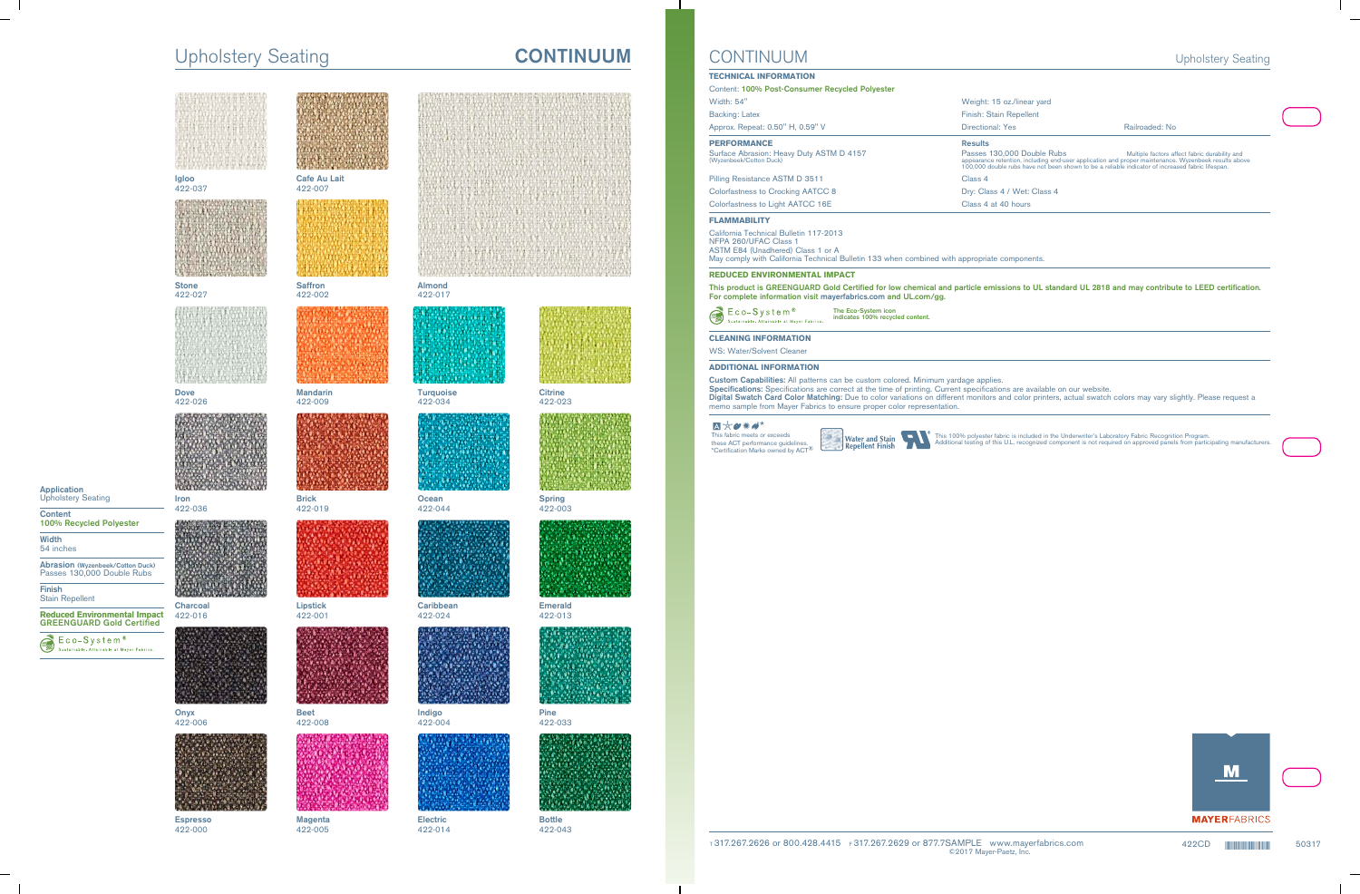# Upholstery Seating

# CONTINUUM

Igloo
422-037

Cafe Au Lait
422-007

Stone
422-027

Saffron
422-002

Almond
422-017

Dove
422-026

Mandarin
422-009

Turquoise
422-034

Citrine
422-023

Iron
422-036

Brick
422-019

Ocean
422-044

Spring
422-003

Charcoal
422-016

Lipstick
422-001

Caribbean
422-024

Emerald
422-013

Onyx
422-006

Beet
422-008

Indigo
422-004

Pine
422-033

Espresso
422-000

Magenta
422-005

Electric
422-014

Bottle
422-043

**Application**
Upholstery Seating

**Content**
100% Recycled Polyester

**Width**
54 inches

**Abrasion** (Wyzenbeek/Cotton Duck)
Passes 130,000 Double Rubs

**Finish**
Stain Repellent

**Reduced Environmental Impact**
**GREENGUARD Gold Certified**

Eco-System®
Sustainable. Attainable at Mayer Fabrics.

# CONTINUUM

Upholstery Seating

## TECHNICAL INFORMATION

Content: 100% Post-Consumer Recycled Polyester

| | | |
|---|---|---|
| Width: 54" | Weight: 15 oz./linear yard | |
| Backing: Latex | Finish: Stain Repellent | |
| Approx. Repeat: 0.50" H, 0.59" V | Directional: Yes | Railroaded: No |

## PERFORMANCE

| PERFORMANCE | Results |
|---|---|
| Surface Abrasion: Heavy Duty ASTM D 4157 (Wyzenbeek/Cotton Duck) | Passes 130,000 Double Rubs — Multiple factors affect fabric durability and appearance retention, including end-user application and proper maintenance. Wyzenbeek results above 100,000 double rubs have not been shown to be a reliable indicator of increased fabric lifespan. |
| Pilling Resistance ASTM D 3511 | Class 4 |
| Colorfastness to Crocking AATCC 8 | Dry: Class 4 / Wet: Class 4 |
| Colorfastness to Light AATCC 16E | Class 4 at 40 hours |

## FLAMMABILITY

California Technical Bulletin 117-2013
NFPA 260/UFAC Class 1
ASTM E84 (Unadhered) Class 1 or A
May comply with California Technical Bulletin 133 when combined with appropriate components.

## REDUCED ENVIRONMENTAL IMPACT

This product is GREENGUARD Gold Certified for low chemical and particle emissions to UL standard UL 2818 and may contribute to LEED certification. For complete information visit mayerfabrics.com and UL.com/gg.

Eco-System®
Sustainable. Attainable at Mayer Fabrics.

The Eco-System icon indicates 100% recycled content.

## CLEANING INFORMATION

WS: Water/Solvent Cleaner

## ADDITIONAL INFORMATION

**Custom Capabilities:** All patterns can be custom colored. Minimum yardage applies.
**Specifications:** Specifications are correct at the time of printing. Current specifications are available on our website.
**Digital Swatch Card Color Matching:** Due to color variations on different monitors and color printers, actual swatch colors may vary slightly. Please request a memo sample from Mayer Fabrics to ensure proper color representation.

This fabric meets or exceeds these ACT performance guidelines.
*Certification Marks owned by ACT®

Water and Stain Repellent Finish

This 100% polyester fabric is included in the Underwriter's Laboratory Fabric Recognition Program. Additional testing of this U.L. recognized component is not required on approved panels from participating manufacturers.

MAYERFABRICS

T 317.267.2626 or 800.428.4415 F 317.267.2629 or 877.7SAMPLE www.mayerfabrics.com
©2017 Mayer-Paetz, Inc.

422CD

50317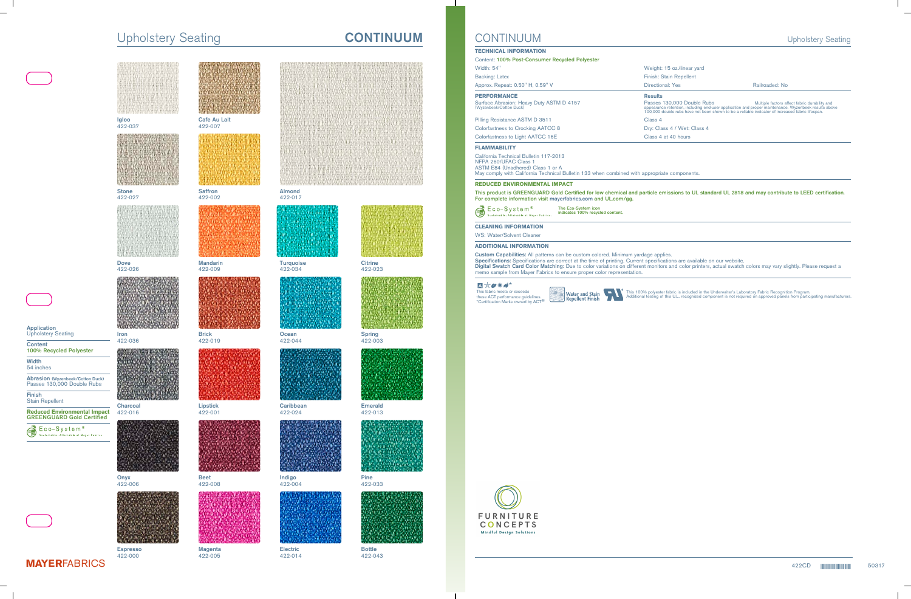# Upholstery Seating

# CONTINUUM

Igloo
422-037

Cafe Au Lait
422-007

Stone
422-027

Saffron
422-002

Almond
422-017

Dove
422-026

Mandarin
422-009

Turquoise
422-034

Citrine
422-023

Iron
422-036

Brick
422-019

Ocean
422-044

Spring
422-003

Charcoal
422-016

Lipstick
422-001

Caribbean
422-024

Emerald
422-013

Onyx
422-006

Beet
422-008

Indigo
422-004

Pine
422-033

Espresso
422-000

Magenta
422-005

Electric
422-014

Bottle
422-043

**Application**
Upholstery Seating

**Content**
100% Recycled Polyester

**Width**
54 inches

**Abrasion** (Wyzenbeek/Cotton Duck)
Passes 130,000 Double Rubs

**Finish**
Stain Repellent

**Reduced Environmental Impact**
**GREENGUARD Gold Certified**

Eco–System®
Sustainable. Attainable at Mayer Fabrics.

**MAYERFABRICS**

# CONTINUUM

Upholstery Seating

## TECHNICAL INFORMATION

Content: 100% Post-Consumer Recycled Polyester

| | | |
|---|---|---|
| Width: 54" | Weight: 15 oz./linear yard | |
| Backing: Latex | Finish: Stain Repellent | |
| Approx. Repeat: 0.50" H, 0.59" V | Directional: Yes | Railroaded: No |

## PERFORMANCE

| PERFORMANCE | Results |
|---|---|
| Surface Abrasion: Heavy Duty ASTM D 4157 (Wyzenbeek/Cotton Duck) | Passes 130,000 Double Rubs — Multiple factors affect fabric durability and appearance retention, including end-user application and proper maintenance. Wyzenbeek results above 100,000 double rubs have not been shown to be a reliable indicator of increased fabric lifespan. |
| Pilling Resistance ASTM D 3511 | Class 4 |
| Colorfastness to Crocking AATCC 8 | Dry: Class 4 / Wet: Class 4 |
| Colorfastness to Light AATCC 16E | Class 4 at 40 hours |

## FLAMMABILITY

California Technical Bulletin 117-2013
NFPA 260/UFAC Class 1
ASTM E84 (Unadhered) Class 1 or A
May comply with California Technical Bulletin 133 when combined with appropriate components.

## REDUCED ENVIRONMENTAL IMPACT

This product is GREENGUARD Gold Certified for low chemical and particle emissions to UL standard UL 2818 and may contribute to LEED certification. For complete information visit mayerfabrics.com and UL.com/gg.

Eco–System® Sustainable. Attainable at Mayer Fabrics. The Eco-System icon indicates 100% recycled content.

## CLEANING INFORMATION

WS: Water/Solvent Cleaner

## ADDITIONAL INFORMATION

**Custom Capabilities:** All patterns can be custom colored. Minimum yardage applies.
**Specifications:** Specifications are correct at the time of printing. Current specifications are available on our website.
**Digital Swatch Card Color Matching:** Due to color variations on different monitors and color printers, actual swatch colors may vary slightly. Please request a memo sample from Mayer Fabrics to ensure proper color representation.

This fabric meets or exceeds these ACT performance guidelines. *Certification Marks owned by ACT®

Water and Stain Repellent Finish

This 100% polyester fabric is included in the Underwriter's Laboratory Fabric Recognition Program. Additional testing of this U.L. recognized component is not required on approved panels from participating manufacturers.

FURNITURE CONCEPTS
Mindful Design Solutions

422CD 50317